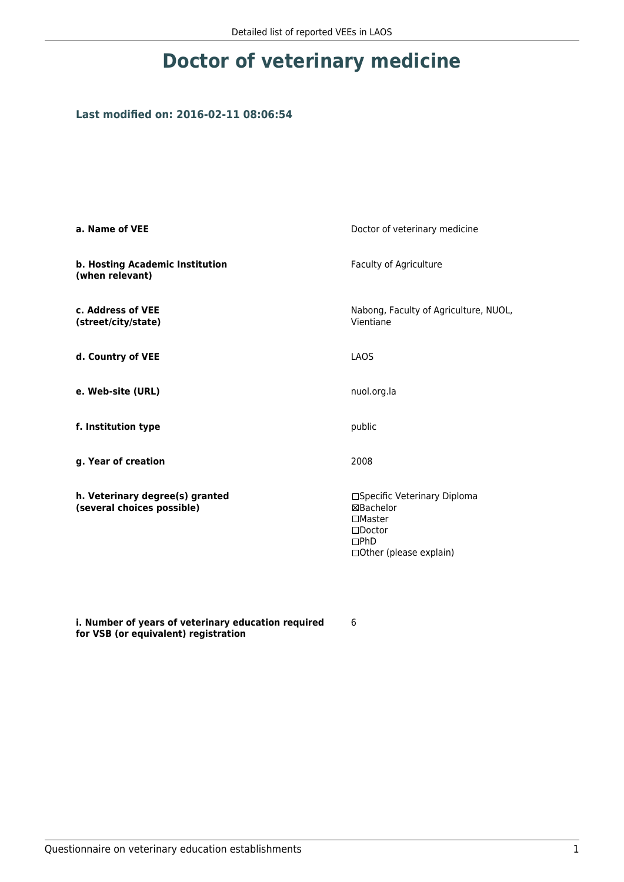# Doctor of veterinary medicine

### Last modified on: 2016-02-11 08:06:54

| | |
|---|---|
| **a. Name of VEE** | Doctor of veterinary medicine |
| **b. Hosting Academic Institution (when relevant)** | Faculty of Agriculture |
| **c. Address of VEE (street/city/state)** | Nabong, Faculty of Agriculture, NUOL, Vientiane |
| **d. Country of VEE** | LAOS |
| **e. Web-site (URL)** | nuol.org.la |
| **f. Institution type** | public |
| **g. Year of creation** | 2008 |
| **h. Veterinary degree(s) granted (several choices possible)** | ☐Specific Veterinary Diploma<br>☒Bachelor<br>☐Master<br>☐Doctor<br>☐PhD<br>☐Other (please explain) |
| **i. Number of years of veterinary education required for VSB (or equivalent) registration** | 6 |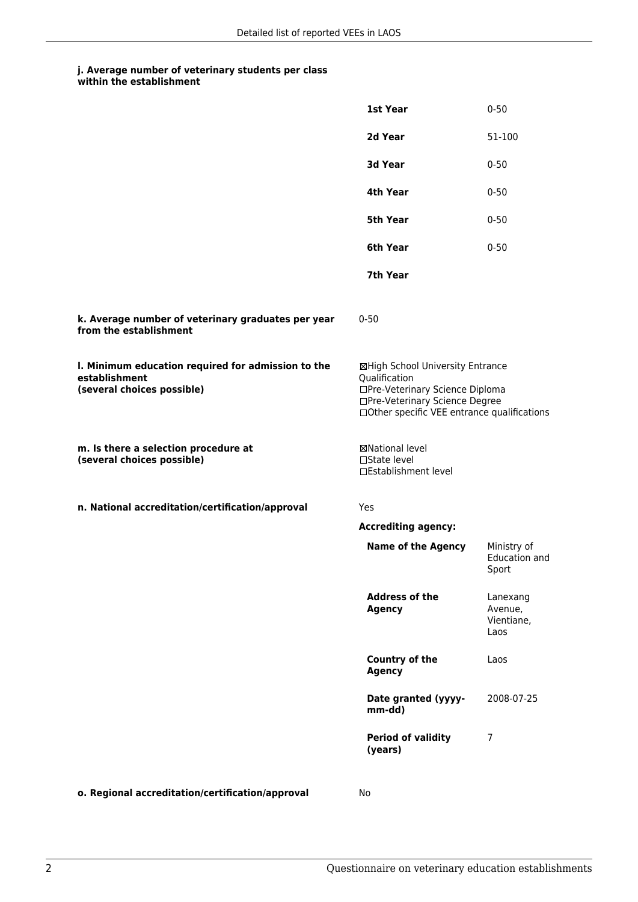**j. Average number of veterinary students per class within the establishment**

| | |
|---|---|
| **1st Year** | 0-50 |
| **2d Year** | 51-100 |
| **3d Year** | 0-50 |
| **4th Year** | 0-50 |
| **5th Year** | 0-50 |
| **6th Year** | 0-50 |
| **7th Year** | |

**k. Average number of veterinary graduates per year from the establishment**

0-50

**l. Minimum education required for admission to the establishment (several choices possible)**

☒High School University Entrance Qualification
☐Pre-Veterinary Science Diploma
☐Pre-Veterinary Science Degree
☐Other specific VEE entrance qualifications

**m. Is there a selection procedure at (several choices possible)**

☒National level
☐State level
☐Establishment level

**n. National accreditation/certification/approval**

Yes

**Accrediting agency:**

| | |
|---|---|
| **Name of the Agency** | Ministry of Education and Sport |
| **Address of the Agency** | Lanexang Avenue, Vientiane, Laos |
| **Country of the Agency** | Laos |
| **Date granted (yyyy-mm-dd)** | 2008-07-25 |
| **Period of validity (years)** | 7 |

**o. Regional accreditation/certification/approval**

No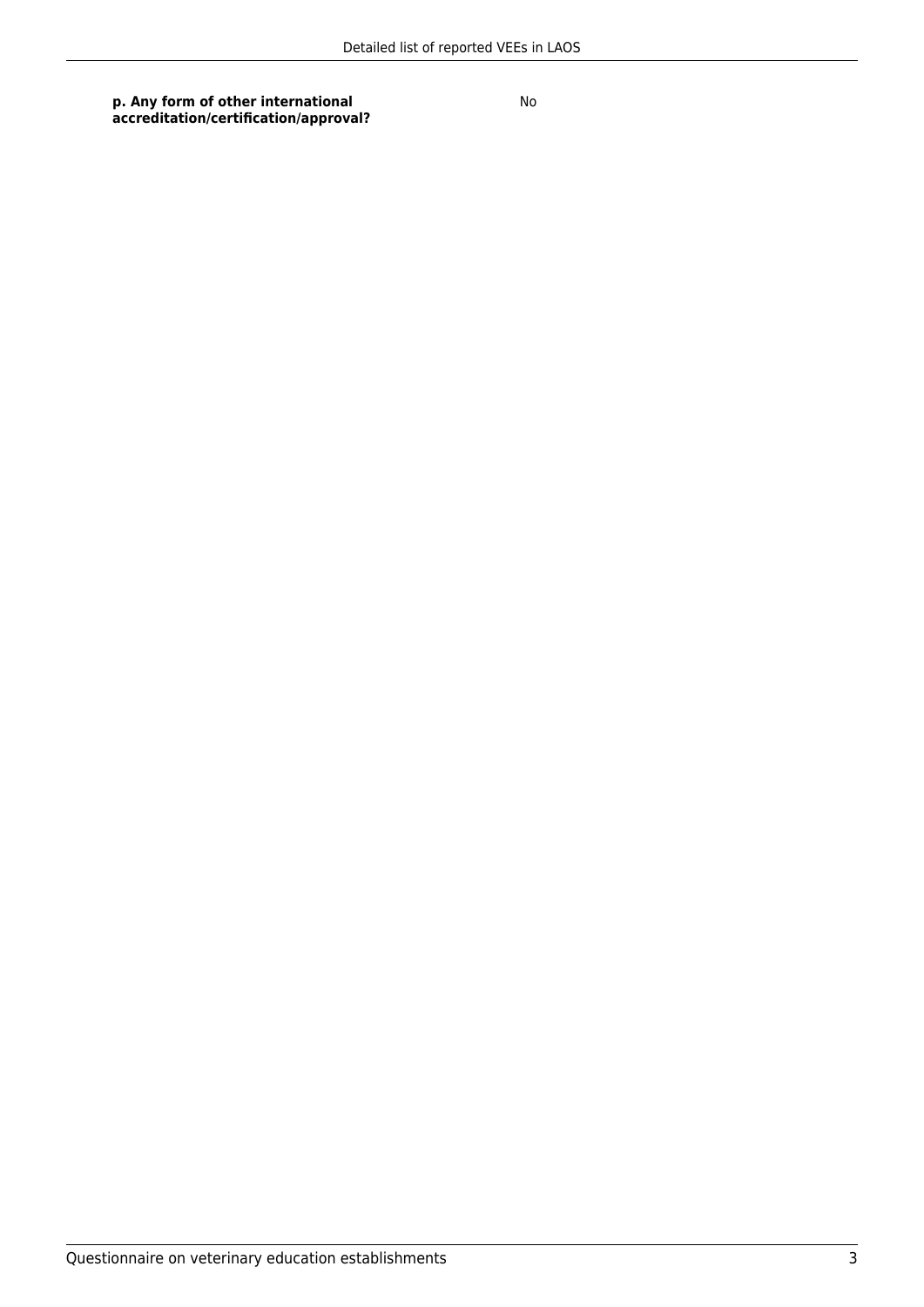| | |
|---|---|
| **p. Any form of other international accreditation/certification/approval?** | No |